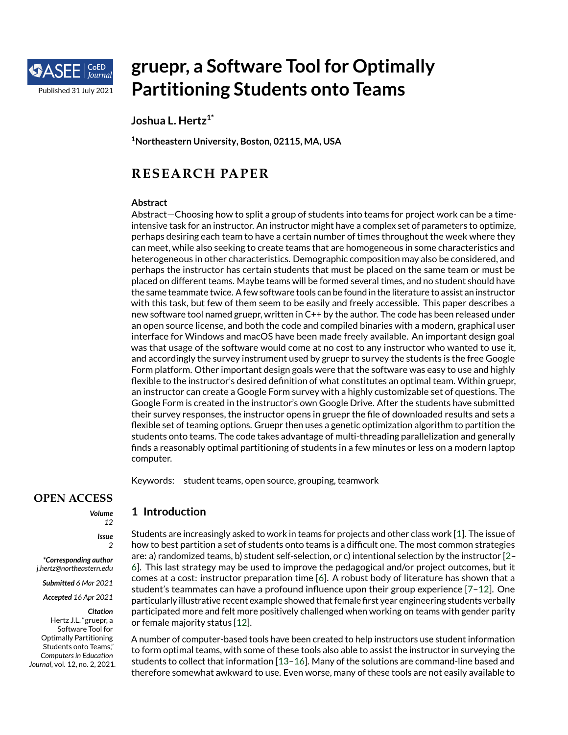# gruepr, a Software Tool for Optimally Partitioning Students onto Teams

**Joshua L. Hertz[1*]**

**[1]Northeastern University, Boston, 02115, MA, USA**

## RESEARCH PAPER

### Abstract

Abstract—Choosing how to split a group of students into teams for project work can be a time-intensive task for an instructor. An instructor might have a complex set of parameters to optimize, perhaps desiring each team to have a certain number of times throughout the week where they can meet, while also seeking to create teams that are homogeneous in some characteristics and heterogeneous in other characteristics. Demographic composition may also be considered, and perhaps the instructor has certain students that must be placed on the same team or must be placed on different teams. Maybe teams will be formed several times, and no student should have the same teammate twice. A few software tools can be found in the literature to assist an instructor with this task, but few of them seem to be easily and freely accessible. This paper describes a new software tool named gruepr, written in C++ by the author. The code has been released under an open source license, and both the code and compiled binaries with a modern, graphical user interface for Windows and macOS have been made freely available. An important design goal was that usage of the software would come at no cost to any instructor who wanted to use it, and accordingly the survey instrument used by gruepr to survey the students is the free Google Form platform. Other important design goals were that the software was easy to use and highly flexible to the instructor's desired definition of what constitutes an optimal team. Within gruepr, an instructor can create a Google Form survey with a highly customizable set of questions. The Google Form is created in the instructor's own Google Drive. After the students have submitted their survey responses, the instructor opens in gruepr the file of downloaded results and sets a flexible set of teaming options. Gruepr then uses a genetic optimization algorithm to partition the students onto teams. The code takes advantage of multi-threading parallelization and generally finds a reasonably optimal partitioning of students in a few minutes or less on a modern laptop computer.

Keywords: student teams, open source, grouping, teamwork

**OPEN ACCESS**

***Volume*** *12*

***Issue*** *2*

***\*Corresponding author*** *j.hertz@northeastern.edu*

***Submitted*** *6 Mar 2021*

***Accepted*** *16 Apr 2021*

***Citation***
Hertz J.L. "gruepr, a Software Tool for Optimally Partitioning Students onto Teams," *Computers in Education Journal*, vol. 12, no. 2, 2021.

## 1 Introduction

Students are increasingly asked to work in teams for projects and other class work [1]. The issue of how to best partition a set of students onto teams is a difficult one. The most common strategies are: a) randomized teams, b) student self-selection, or c) intentional selection by the instructor [2–6]. This last strategy may be used to improve the pedagogical and/or project outcomes, but it comes at a cost: instructor preparation time [6]. A robust body of literature has shown that a student's teammates can have a profound influence upon their group experience [7–12]. One particularly illustrative recent example showed that female first year engineering students verbally participated more and felt more positively challenged when working on teams with gender parity or female majority status [12].

A number of computer-based tools have been created to help instructors use student information to form optimal teams, with some of these tools also able to assist the instructor in surveying the students to collect that information [13–16]. Many of the solutions are command-line based and therefore somewhat awkward to use. Even worse, many of these tools are not easily available to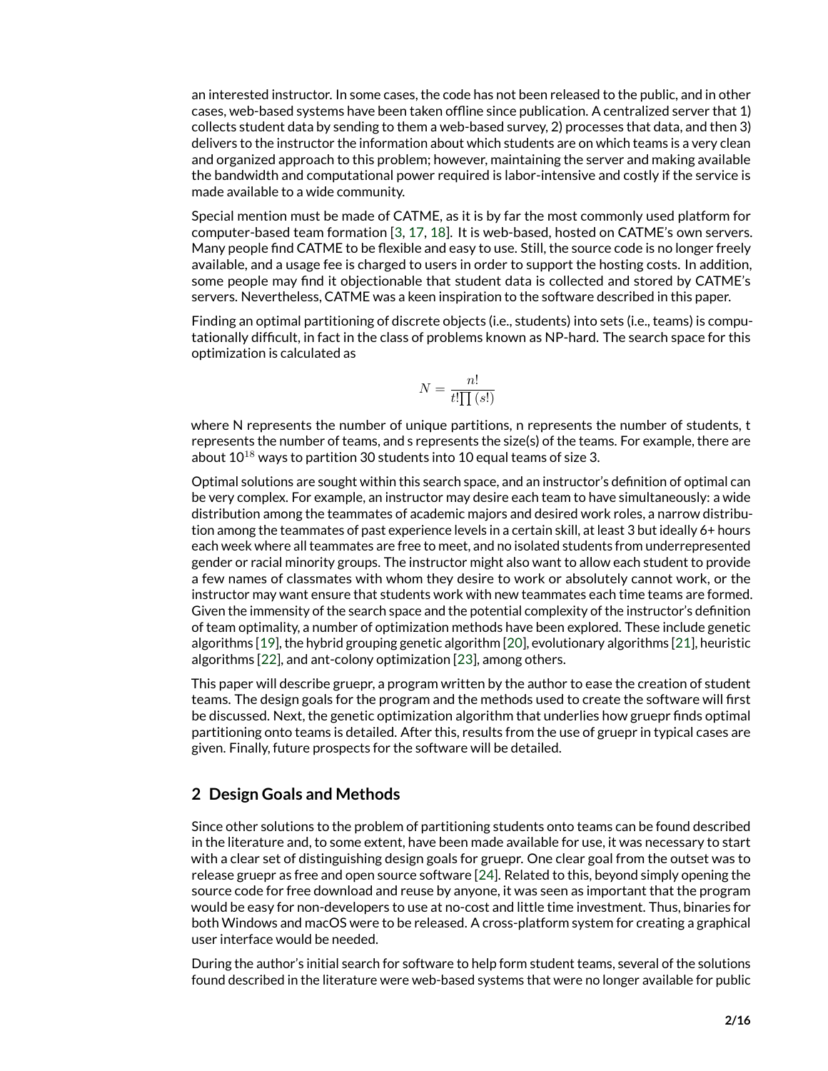an interested instructor. In some cases, the code has not been released to the public, and in other cases, web-based systems have been taken offline since publication. A centralized server that 1) collects student data by sending to them a web-based survey, 2) processes that data, and then 3) delivers to the instructor the information about which students are on which teams is a very clean and organized approach to this problem; however, maintaining the server and making available the bandwidth and computational power required is labor-intensive and costly if the service is made available to a wide community.

Special mention must be made of CATME, as it is by far the most commonly used platform for computer-based team formation [3, 17, 18]. It is web-based, hosted on CATME's own servers. Many people find CATME to be flexible and easy to use. Still, the source code is no longer freely available, and a usage fee is charged to users in order to support the hosting costs. In addition, some people may find it objectionable that student data is collected and stored by CATME's servers. Nevertheless, CATME was a keen inspiration to the software described in this paper.

Finding an optimal partitioning of discrete objects (i.e., students) into sets (i.e., teams) is computationally difficult, in fact in the class of problems known as NP-hard. The search space for this optimization is calculated as

$$N = \frac{n!}{t! \prod (s!)}$$

where N represents the number of unique partitions, n represents the number of students, t represents the number of teams, and s represents the size(s) of the teams. For example, there are about $10^{18}$ ways to partition 30 students into 10 equal teams of size 3.

Optimal solutions are sought within this search space, and an instructor's definition of optimal can be very complex. For example, an instructor may desire each team to have simultaneously: a wide distribution among the teammates of academic majors and desired work roles, a narrow distribution among the teammates of past experience levels in a certain skill, at least 3 but ideally 6+ hours each week where all teammates are free to meet, and no isolated students from underrepresented gender or racial minority groups. The instructor might also want to allow each student to provide a few names of classmates with whom they desire to work or absolutely cannot work, or the instructor may want ensure that students work with new teammates each time teams are formed. Given the immensity of the search space and the potential complexity of the instructor's definition of team optimality, a number of optimization methods have been explored. These include genetic algorithms [19], the hybrid grouping genetic algorithm [20], evolutionary algorithms [21], heuristic algorithms [22], and ant-colony optimization [23], among others.

This paper will describe gruepr, a program written by the author to ease the creation of student teams. The design goals for the program and the methods used to create the software will first be discussed. Next, the genetic optimization algorithm that underlies how gruepr finds optimal partitioning onto teams is detailed. After this, results from the use of gruepr in typical cases are given. Finally, future prospects for the software will be detailed.

## 2 Design Goals and Methods

Since other solutions to the problem of partitioning students onto teams can be found described in the literature and, to some extent, have been made available for use, it was necessary to start with a clear set of distinguishing design goals for gruepr. One clear goal from the outset was to release gruepr as free and open source software [24]. Related to this, beyond simply opening the source code for free download and reuse by anyone, it was seen as important that the program would be easy for non-developers to use at no-cost and little time investment. Thus, binaries for both Windows and macOS were to be released. A cross-platform system for creating a graphical user interface would be needed.

During the author's initial search for software to help form student teams, several of the solutions found described in the literature were web-based systems that were no longer available for public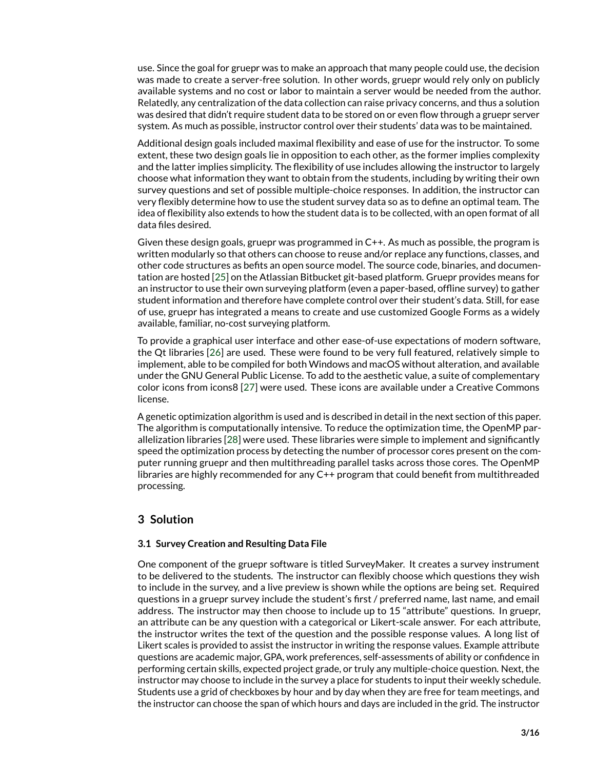use. Since the goal for gruepr was to make an approach that many people could use, the decision was made to create a server-free solution. In other words, gruepr would rely only on publicly available systems and no cost or labor to maintain a server would be needed from the author. Relatedly, any centralization of the data collection can raise privacy concerns, and thus a solution was desired that didn't require student data to be stored on or even flow through a gruepr server system. As much as possible, instructor control over their students' data was to be maintained.

Additional design goals included maximal flexibility and ease of use for the instructor. To some extent, these two design goals lie in opposition to each other, as the former implies complexity and the latter implies simplicity. The flexibility of use includes allowing the instructor to largely choose what information they want to obtain from the students, including by writing their own survey questions and set of possible multiple-choice responses. In addition, the instructor can very flexibly determine how to use the student survey data so as to define an optimal team. The idea of flexibility also extends to how the student data is to be collected, with an open format of all data files desired.

Given these design goals, gruepr was programmed in C++. As much as possible, the program is written modularly so that others can choose to reuse and/or replace any functions, classes, and other code structures as befits an open source model. The source code, binaries, and documentation are hosted [25] on the Atlassian Bitbucket git-based platform. Gruepr provides means for an instructor to use their own surveying platform (even a paper-based, offline survey) to gather student information and therefore have complete control over their student's data. Still, for ease of use, gruepr has integrated a means to create and use customized Google Forms as a widely available, familiar, no-cost surveying platform.

To provide a graphical user interface and other ease-of-use expectations of modern software, the Qt libraries [26] are used. These were found to be very full featured, relatively simple to implement, able to be compiled for both Windows and macOS without alteration, and available under the GNU General Public License. To add to the aesthetic value, a suite of complementary color icons from icons8 [27] were used. These icons are available under a Creative Commons license.

A genetic optimization algorithm is used and is described in detail in the next section of this paper. The algorithm is computationally intensive. To reduce the optimization time, the OpenMP parallelization libraries [28] were used. These libraries were simple to implement and significantly speed the optimization process by detecting the number of processor cores present on the computer running gruepr and then multithreading parallel tasks across those cores. The OpenMP libraries are highly recommended for any C++ program that could benefit from multithreaded processing.

## 3 Solution

### 3.1 Survey Creation and Resulting Data File

One component of the gruepr software is titled SurveyMaker. It creates a survey instrument to be delivered to the students. The instructor can flexibly choose which questions they wish to include in the survey, and a live preview is shown while the options are being set. Required questions in a gruepr survey include the student's first / preferred name, last name, and email address. The instructor may then choose to include up to 15 "attribute" questions. In gruepr, an attribute can be any question with a categorical or Likert-scale answer. For each attribute, the instructor writes the text of the question and the possible response values. A long list of Likert scales is provided to assist the instructor in writing the response values. Example attribute questions are academic major, GPA, work preferences, self-assessments of ability or confidence in performing certain skills, expected project grade, or truly any multiple-choice question. Next, the instructor may choose to include in the survey a place for students to input their weekly schedule. Students use a grid of checkboxes by hour and by day when they are free for team meetings, and the instructor can choose the span of which hours and days are included in the grid. The instructor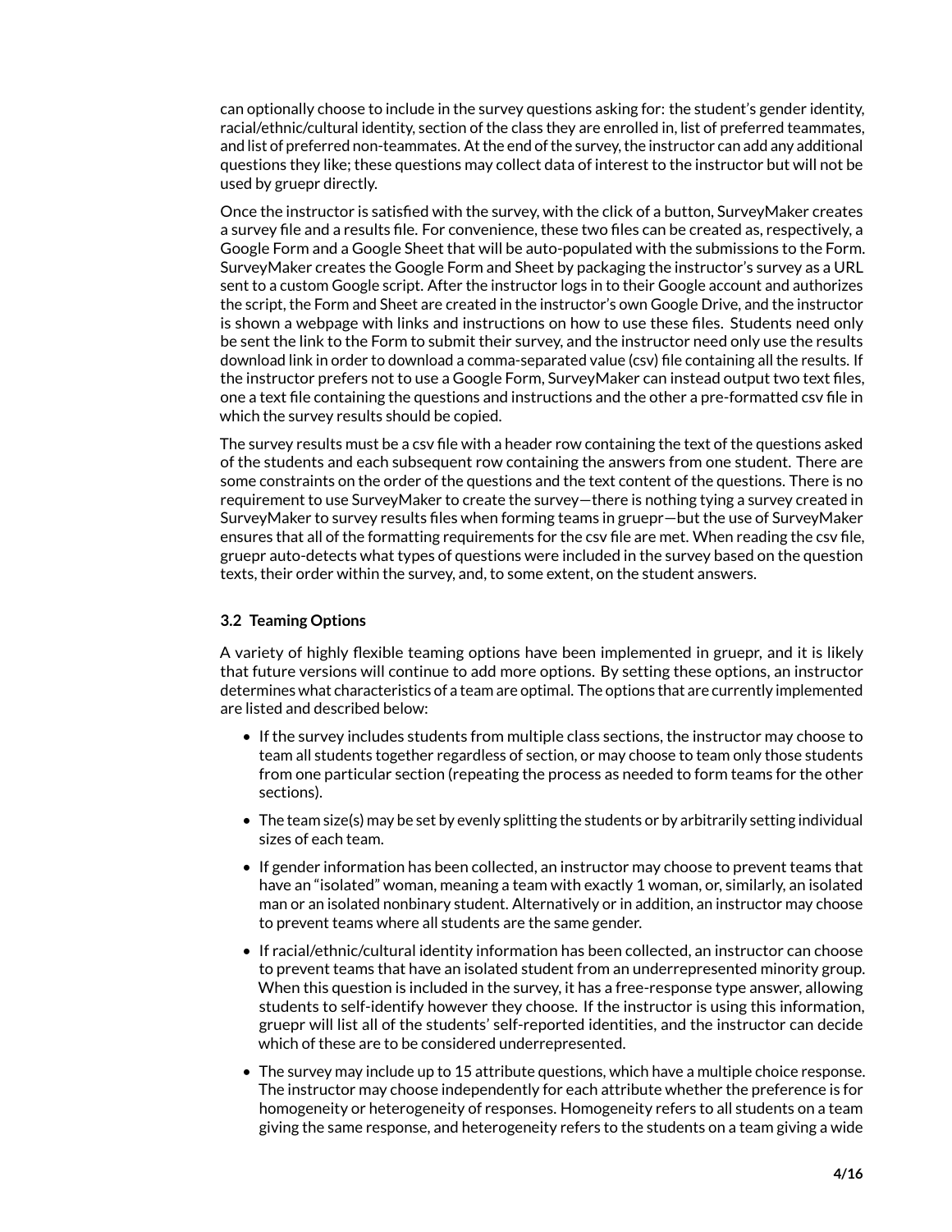can optionally choose to include in the survey questions asking for: the student's gender identity, racial/ethnic/cultural identity, section of the class they are enrolled in, list of preferred teammates, and list of preferred non-teammates. At the end of the survey, the instructor can add any additional questions they like; these questions may collect data of interest to the instructor but will not be used by gruepr directly.

Once the instructor is satisfied with the survey, with the click of a button, SurveyMaker creates a survey file and a results file. For convenience, these two files can be created as, respectively, a Google Form and a Google Sheet that will be auto-populated with the submissions to the Form. SurveyMaker creates the Google Form and Sheet by packaging the instructor's survey as a URL sent to a custom Google script. After the instructor logs in to their Google account and authorizes the script, the Form and Sheet are created in the instructor's own Google Drive, and the instructor is shown a webpage with links and instructions on how to use these files. Students need only be sent the link to the Form to submit their survey, and the instructor need only use the results download link in order to download a comma-separated value (csv) file containing all the results. If the instructor prefers not to use a Google Form, SurveyMaker can instead output two text files, one a text file containing the questions and instructions and the other a pre-formatted csv file in which the survey results should be copied.

The survey results must be a csv file with a header row containing the text of the questions asked of the students and each subsequent row containing the answers from one student. There are some constraints on the order of the questions and the text content of the questions. There is no requirement to use SurveyMaker to create the survey—there is nothing tying a survey created in SurveyMaker to survey results files when forming teams in gruepr—but the use of SurveyMaker ensures that all of the formatting requirements for the csv file are met. When reading the csv file, gruepr auto-detects what types of questions were included in the survey based on the question texts, their order within the survey, and, to some extent, on the student answers.

### 3.2 Teaming Options

A variety of highly flexible teaming options have been implemented in gruepr, and it is likely that future versions will continue to add more options. By setting these options, an instructor determines what characteristics of a team are optimal. The options that are currently implemented are listed and described below:

- If the survey includes students from multiple class sections, the instructor may choose to team all students together regardless of section, or may choose to team only those students from one particular section (repeating the process as needed to form teams for the other sections).
- The team size(s) may be set by evenly splitting the students or by arbitrarily setting individual sizes of each team.
- If gender information has been collected, an instructor may choose to prevent teams that have an "isolated" woman, meaning a team with exactly 1 woman, or, similarly, an isolated man or an isolated nonbinary student. Alternatively or in addition, an instructor may choose to prevent teams where all students are the same gender.
- If racial/ethnic/cultural identity information has been collected, an instructor can choose to prevent teams that have an isolated student from an underrepresented minority group. When this question is included in the survey, it has a free-response type answer, allowing students to self-identify however they choose. If the instructor is using this information, gruepr will list all of the students' self-reported identities, and the instructor can decide which of these are to be considered underrepresented.
- The survey may include up to 15 attribute questions, which have a multiple choice response. The instructor may choose independently for each attribute whether the preference is for homogeneity or heterogeneity of responses. Homogeneity refers to all students on a team giving the same response, and heterogeneity refers to the students on a team giving a wide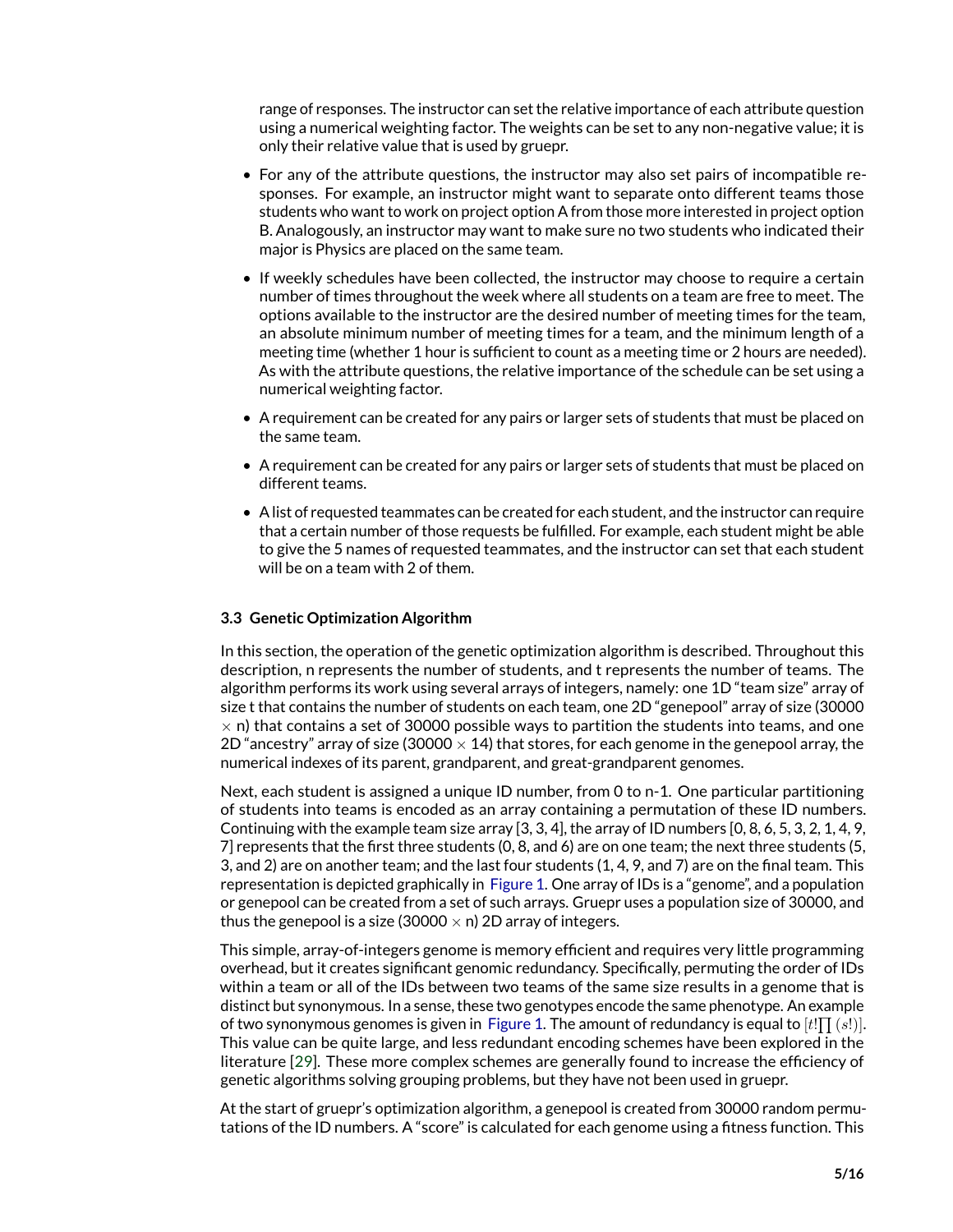range of responses. The instructor can set the relative importance of each attribute question using a numerical weighting factor. The weights can be set to any non-negative value; it is only their relative value that is used by gruepr.

- For any of the attribute questions, the instructor may also set pairs of incompatible responses. For example, an instructor might want to separate onto different teams those students who want to work on project option A from those more interested in project option B. Analogously, an instructor may want to make sure no two students who indicated their major is Physics are placed on the same team.
- If weekly schedules have been collected, the instructor may choose to require a certain number of times throughout the week where all students on a team are free to meet. The options available to the instructor are the desired number of meeting times for the team, an absolute minimum number of meeting times for a team, and the minimum length of a meeting time (whether 1 hour is sufficient to count as a meeting time or 2 hours are needed). As with the attribute questions, the relative importance of the schedule can be set using a numerical weighting factor.
- A requirement can be created for any pairs or larger sets of students that must be placed on the same team.
- A requirement can be created for any pairs or larger sets of students that must be placed on different teams.
- A list of requested teammates can be created for each student, and the instructor can require that a certain number of those requests be fulfilled. For example, each student might be able to give the 5 names of requested teammates, and the instructor can set that each student will be on a team with 2 of them.

### 3.3 Genetic Optimization Algorithm

In this section, the operation of the genetic optimization algorithm is described. Throughout this description, n represents the number of students, and t represents the number of teams. The algorithm performs its work using several arrays of integers, namely: one 1D "team size" array of size t that contains the number of students on each team, one 2D "genepool" array of size (30000 $\times$ n) that contains a set of 30000 possible ways to partition the students into teams, and one 2D "ancestry" array of size (30000 $\times$ 14) that stores, for each genome in the genepool array, the numerical indexes of its parent, grandparent, and great-grandparent genomes.

Next, each student is assigned a unique ID number, from 0 to n-1. One particular partitioning of students into teams is encoded as an array containing a permutation of these ID numbers. Continuing with the example team size array [3, 3, 4], the array of ID numbers [0, 8, 6, 5, 3, 2, 1, 4, 9, 7] represents that the first three students (0, 8, and 6) are on one team; the next three students (5, 3, and 2) are on another team; and the last four students (1, 4, 9, and 7) are on the final team. This representation is depicted graphically in Figure 1. One array of IDs is a "genome", and a population or genepool can be created from a set of such arrays. Gruepr uses a population size of 30000, and thus the genepool is a size (30000 $\times$ n) 2D array of integers.

This simple, array-of-integers genome is memory efficient and requires very little programming overhead, but it creates significant genomic redundancy. Specifically, permuting the order of IDs within a team or all of the IDs between two teams of the same size results in a genome that is distinct but synonymous. In a sense, these two genotypes encode the same phenotype. An example of two synonymous genomes is given in Figure 1. The amount of redundancy is equal to $[t!\prod(s!)]$. This value can be quite large, and less redundant encoding schemes have been explored in the literature [29]. These more complex schemes are generally found to increase the efficiency of genetic algorithms solving grouping problems, but they have not been used in gruepr.

At the start of gruepr's optimization algorithm, a genepool is created from 30000 random permutations of the ID numbers. A "score" is calculated for each genome using a fitness function. This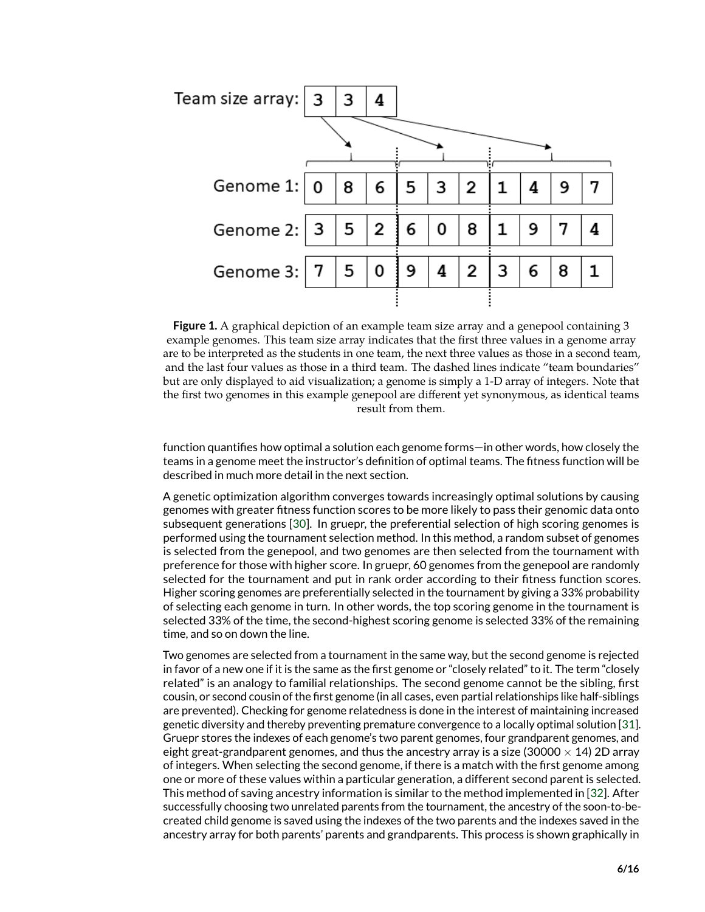| Team size array: | 3 | 3 | 4 |
|---|---|---|---|

| | | | | | | | | | | |
|---|---|---|---|---|---|---|---|---|---|---|
| Genome 1: | 0 | 8 | 6 | 5 | 3 | 2 | 1 | 4 | 9 | 7 |
| Genome 2: | 3 | 5 | 2 | 6 | 0 | 8 | 1 | 9 | 7 | 4 |
| Genome 3: | 7 | 5 | 0 | 9 | 4 | 2 | 3 | 6 | 8 | 1 |

**Figure 1.** A graphical depiction of an example team size array and a genepool containing 3 example genomes. This team size array indicates that the first three values in a genome array are to be interpreted as the students in one team, the next three values as those in a second team, and the last four values as those in a third team. The dashed lines indicate "team boundaries" but are only displayed to aid visualization; a genome is simply a 1-D array of integers. Note that the first two genomes in this example genepool are different yet synonymous, as identical teams result from them.

function quantifies how optimal a solution each genome forms—in other words, how closely the teams in a genome meet the instructor's definition of optimal teams. The fitness function will be described in much more detail in the next section.

A genetic optimization algorithm converges towards increasingly optimal solutions by causing genomes with greater fitness function scores to be more likely to pass their genomic data onto subsequent generations [30]. In gruepr, the preferential selection of high scoring genomes is performed using the tournament selection method. In this method, a random subset of genomes is selected from the genepool, and two genomes are then selected from the tournament with preference for those with higher score. In gruepr, 60 genomes from the genepool are randomly selected for the tournament and put in rank order according to their fitness function scores. Higher scoring genomes are preferentially selected in the tournament by giving a 33% probability of selecting each genome in turn. In other words, the top scoring genome in the tournament is selected 33% of the time, the second-highest scoring genome is selected 33% of the remaining time, and so on down the line.

Two genomes are selected from a tournament in the same way, but the second genome is rejected in favor of a new one if it is the same as the first genome or "closely related" to it. The term "closely related" is an analogy to familial relationships. The second genome cannot be the sibling, first cousin, or second cousin of the first genome (in all cases, even partial relationships like half-siblings are prevented). Checking for genome relatedness is done in the interest of maintaining increased genetic diversity and thereby preventing premature convergence to a locally optimal solution [31]. Gruepr stores the indexes of each genome's two parent genomes, four grandparent genomes, and eight great-grandparent genomes, and thus the ancestry array is a size ($30000 \times 14$) 2D array of integers. When selecting the second genome, if there is a match with the first genome among one or more of these values within a particular generation, a different second parent is selected. This method of saving ancestry information is similar to the method implemented in [32]. After successfully choosing two unrelated parents from the tournament, the ancestry of the soon-to-be-created child genome is saved using the indexes of the two parents and the indexes saved in the ancestry array for both parents' parents and grandparents. This process is shown graphically in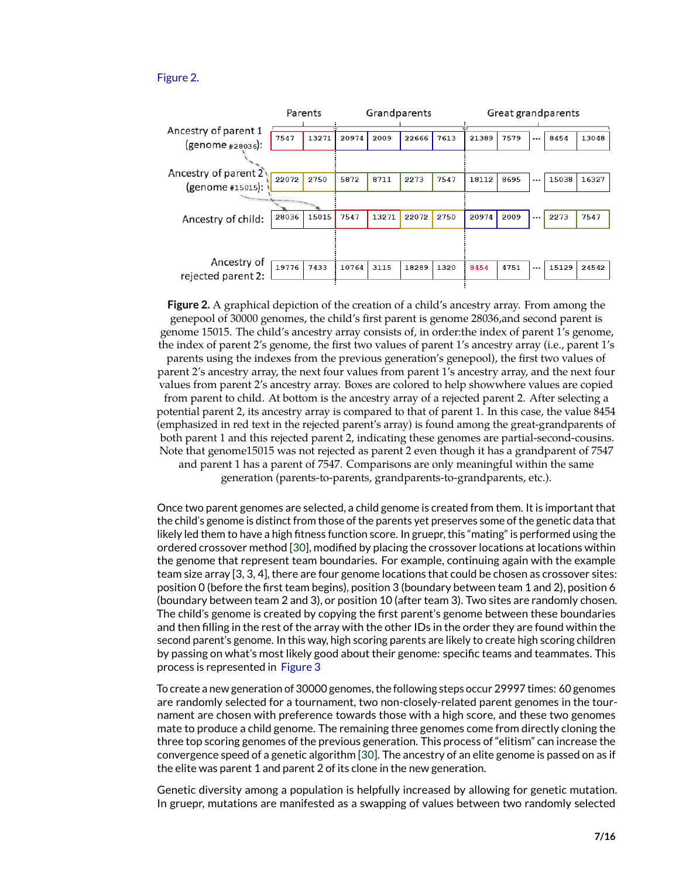Figure 2.

| | Parents | | Grandparents | | | | Great grandparents | | | | |
|---|---|---|---|---|---|---|---|---|---|---|---|
| Ancestry of parent 1 (genome #28036): | 7547 | 13271 | 20974 | 2009 | 22666 | 7613 | 21389 | 7579 | ... | 8454 | 13048 |
| Ancestry of parent 2 (genome #15015): | 22072 | 2750 | 5872 | 8711 | 2273 | 7547 | 18112 | 8695 | ... | 15038 | 16327 |
| Ancestry of child: | 28036 | 15015 | 7547 | 13271 | 22072 | 2750 | 20974 | 2009 | ... | 2273 | 7547 |
| Ancestry of rejected parent 2: | 19776 | 7433 | 10764 | 3115 | 18289 | 1320 | 8454 | 4751 | ... | 15129 | 24542 |

**Figure 2.** A graphical depiction of the creation of a child's ancestry array. From among the genepool of 30000 genomes, the child's first parent is genome 28036,and second parent is genome 15015. The child's ancestry array consists of, in order:the index of parent 1's genome, the index of parent 2's genome, the first two values of parent 1's ancestry array (i.e., parent 1's parents using the indexes from the previous generation's genepool), the first two values of parent 2's ancestry array, the next four values from parent 1's ancestry array, and the next four values from parent 2's ancestry array. Boxes are colored to help showwhere values are copied from parent to child. At bottom is the ancestry array of a rejected parent 2. After selecting a potential parent 2, its ancestry array is compared to that of parent 1. In this case, the value 8454 (emphasized in red text in the rejected parent's array) is found among the great-grandparents of both parent 1 and this rejected parent 2, indicating these genomes are partial-second-cousins. Note that genome15015 was not rejected as parent 2 even though it has a grandparent of 7547 and parent 1 has a parent of 7547. Comparisons are only meaningful within the same generation (parents-to-parents, grandparents-to-grandparents, etc.).

Once two parent genomes are selected, a child genome is created from them. It is important that the child's genome is distinct from those of the parents yet preserves some of the genetic data that likely led them to have a high fitness function score. In gruepr, this "mating" is performed using the ordered crossover method [30], modified by placing the crossover locations at locations within the genome that represent team boundaries. For example, continuing again with the example team size array [3, 3, 4], there are four genome locations that could be chosen as crossover sites: position 0 (before the first team begins), position 3 (boundary between team 1 and 2), position 6 (boundary between team 2 and 3), or position 10 (after team 3). Two sites are randomly chosen. The child's genome is created by copying the first parent's genome between these boundaries and then filling in the rest of the array with the other IDs in the order they are found within the second parent's genome. In this way, high scoring parents are likely to create high scoring children by passing on what's most likely good about their genome: specific teams and teammates. This process is represented in Figure 3

To create a new generation of 30000 genomes, the following steps occur 29997 times: 60 genomes are randomly selected for a tournament, two non-closely-related parent genomes in the tournament are chosen with preference towards those with a high score, and these two genomes mate to produce a child genome. The remaining three genomes come from directly cloning the three top scoring genomes of the previous generation. This process of "elitism" can increase the convergence speed of a genetic algorithm [30]. The ancestry of an elite genome is passed on as if the elite was parent 1 and parent 2 of its clone in the new generation.

Genetic diversity among a population is helpfully increased by allowing for genetic mutation. In gruepr, mutations are manifested as a swapping of values between two randomly selected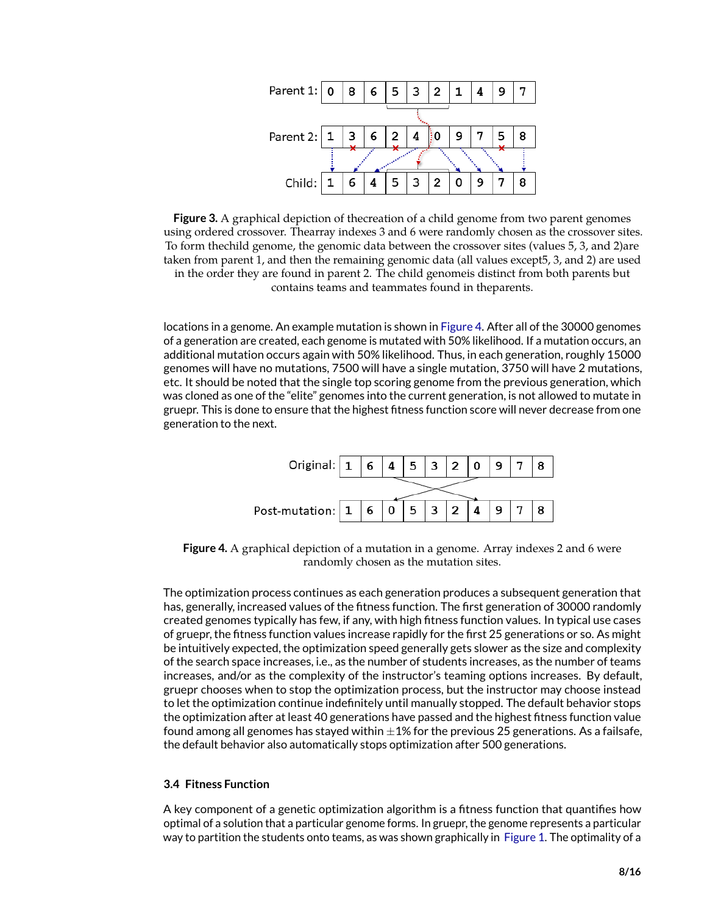**Figure 3.** A graphical depiction of thecreation of a child genome from two parent genomes using ordered crossover. Thearray indexes 3 and 6 were randomly chosen as the crossover sites. To form thechild genome, the genomic data between the crossover sites (values 5, 3, and 2)are taken from parent 1, and then the remaining genomic data (all values except5, 3, and 2) are used in the order they are found in parent 2. The child genomeis distinct from both parents but contains teams and teammates found in theparents.

locations in a genome. An example mutation is shown in Figure 4. After all of the 30000 genomes of a generation are created, each genome is mutated with 50% likelihood. If a mutation occurs, an additional mutation occurs again with 50% likelihood. Thus, in each generation, roughly 15000 genomes will have no mutations, 7500 will have a single mutation, 3750 will have 2 mutations, etc. It should be noted that the single top scoring genome from the previous generation, which was cloned as one of the "elite" genomes into the current generation, is not allowed to mutate in gruepr. This is done to ensure that the highest fitness function score will never decrease from one generation to the next.

**Figure 4.** A graphical depiction of a mutation in a genome. Array indexes 2 and 6 were randomly chosen as the mutation sites.

The optimization process continues as each generation produces a subsequent generation that has, generally, increased values of the fitness function. The first generation of 30000 randomly created genomes typically has few, if any, with high fitness function values. In typical use cases of gruepr, the fitness function values increase rapidly for the first 25 generations or so. As might be intuitively expected, the optimization speed generally gets slower as the size and complexity of the search space increases, i.e., as the number of students increases, as the number of teams increases, and/or as the complexity of the instructor's teaming options increases. By default, gruepr chooses when to stop the optimization process, but the instructor may choose instead to let the optimization continue indefinitely until manually stopped. The default behavior stops the optimization after at least 40 generations have passed and the highest fitness function value found among all genomes has stayed within $\pm 1\%$ for the previous 25 generations. As a failsafe, the default behavior also automatically stops optimization after 500 generations.

### 3.4 Fitness Function

A key component of a genetic optimization algorithm is a fitness function that quantifies how optimal of a solution that a particular genome forms. In gruepr, the genome represents a particular way to partition the students onto teams, as was shown graphically in Figure 1. The optimality of a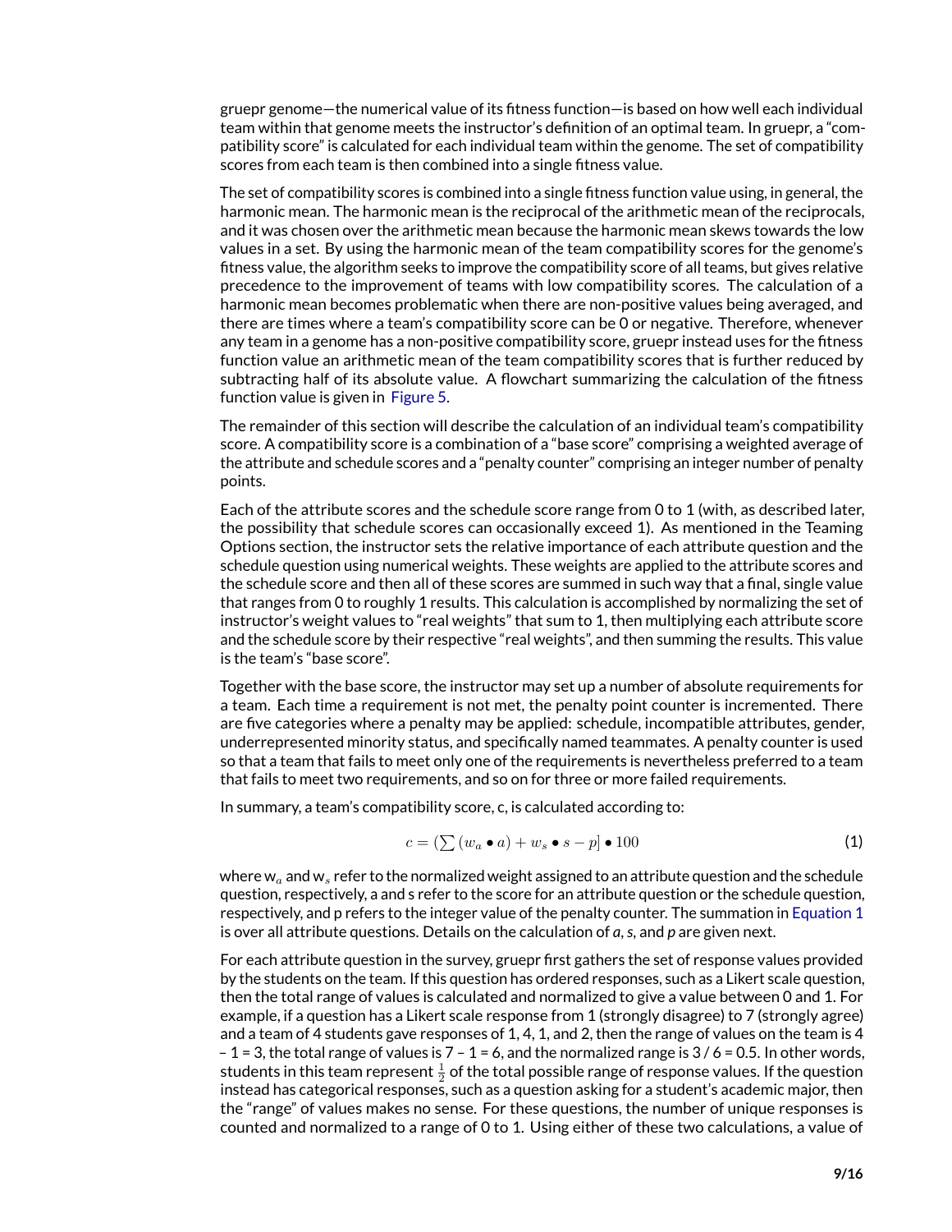gruepr genome—the numerical value of its fitness function—is based on how well each individual team within that genome meets the instructor's definition of an optimal team. In gruepr, a "compatibility score" is calculated for each individual team within the genome. The set of compatibility scores from each team is then combined into a single fitness value.

The set of compatibility scores is combined into a single fitness function value using, in general, the harmonic mean. The harmonic mean is the reciprocal of the arithmetic mean of the reciprocals, and it was chosen over the arithmetic mean because the harmonic mean skews towards the low values in a set. By using the harmonic mean of the team compatibility scores for the genome's fitness value, the algorithm seeks to improve the compatibility score of all teams, but gives relative precedence to the improvement of teams with low compatibility scores. The calculation of a harmonic mean becomes problematic when there are non-positive values being averaged, and there are times where a team's compatibility score can be 0 or negative. Therefore, whenever any team in a genome has a non-positive compatibility score, gruepr instead uses for the fitness function value an arithmetic mean of the team compatibility scores that is further reduced by subtracting half of its absolute value. A flowchart summarizing the calculation of the fitness function value is given in Figure 5.

The remainder of this section will describe the calculation of an individual team's compatibility score. A compatibility score is a combination of a "base score" comprising a weighted average of the attribute and schedule scores and a "penalty counter" comprising an integer number of penalty points.

Each of the attribute scores and the schedule score range from 0 to 1 (with, as described later, the possibility that schedule scores can occasionally exceed 1). As mentioned in the Teaming Options section, the instructor sets the relative importance of each attribute question and the schedule question using numerical weights. These weights are applied to the attribute scores and the schedule score and then all of these scores are summed in such way that a final, single value that ranges from 0 to roughly 1 results. This calculation is accomplished by normalizing the set of instructor's weight values to "real weights" that sum to 1, then multiplying each attribute score and the schedule score by their respective "real weights", and then summing the results. This value is the team's "base score".

Together with the base score, the instructor may set up a number of absolute requirements for a team. Each time a requirement is not met, the penalty point counter is incremented. There are five categories where a penalty may be applied: schedule, incompatible attributes, gender, underrepresented minority status, and specifically named teammates. A penalty counter is used so that a team that fails to meet only one of the requirements is nevertheless preferred to a team that fails to meet two requirements, and so on for three or more failed requirements.

In summary, a team's compatibility score, c, is calculated according to:

$$c = (\sum (w_a \bullet a) + w_s \bullet s - p] \bullet 100 \tag{1}$$

where $w_a$ and $w_s$ refer to the normalized weight assigned to an attribute question and the schedule question, respectively, a and s refer to the score for an attribute question or the schedule question, respectively, and p refers to the integer value of the penalty counter. The summation in Equation 1 is over all attribute questions. Details on the calculation of *a*, *s*, and *p* are given next.

For each attribute question in the survey, gruepr first gathers the set of response values provided by the students on the team. If this question has ordered responses, such as a Likert scale question, then the total range of values is calculated and normalized to give a value between 0 and 1. For example, if a question has a Likert scale response from 1 (strongly disagree) to 7 (strongly agree) and a team of 4 students gave responses of 1, 4, 1, and 2, then the range of values on the team is 4 – 1 = 3, the total range of values is 7 – 1 = 6, and the normalized range is 3 / 6 = 0.5. In other words, students in this team represent $\frac{1}{2}$ of the total possible range of response values. If the question instead has categorical responses, such as a question asking for a student's academic major, then the "range" of values makes no sense. For these questions, the number of unique responses is counted and normalized to a range of 0 to 1. Using either of these two calculations, a value of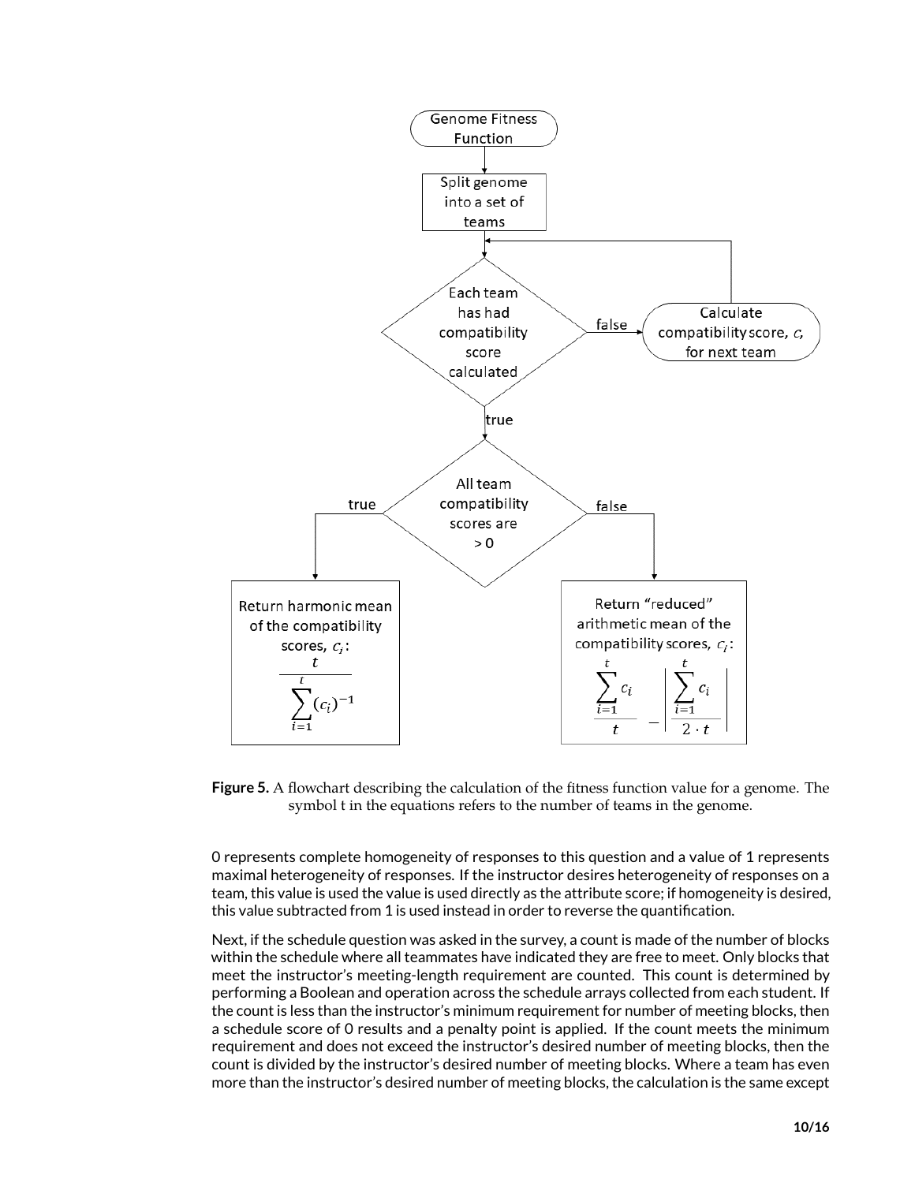**Figure 5.** A flowchart describing the calculation of the fitness function value for a genome. The symbol t in the equations refers to the number of teams in the genome.

0 represents complete homogeneity of responses to this question and a value of 1 represents maximal heterogeneity of responses. If the instructor desires heterogeneity of responses on a team, this value is used the value is used directly as the attribute score; if homogeneity is desired, this value subtracted from 1 is used instead in order to reverse the quantification.

Next, if the schedule question was asked in the survey, a count is made of the number of blocks within the schedule where all teammates have indicated they are free to meet. Only blocks that meet the instructor's meeting-length requirement are counted. This count is determined by performing a Boolean and operation across the schedule arrays collected from each student. If the count is less than the instructor's minimum requirement for number of meeting blocks, then a schedule score of 0 results and a penalty point is applied. If the count meets the minimum requirement and does not exceed the instructor's desired number of meeting blocks, then the count is divided by the instructor's desired number of meeting blocks. Where a team has even more than the instructor's desired number of meeting blocks, the calculation is the same except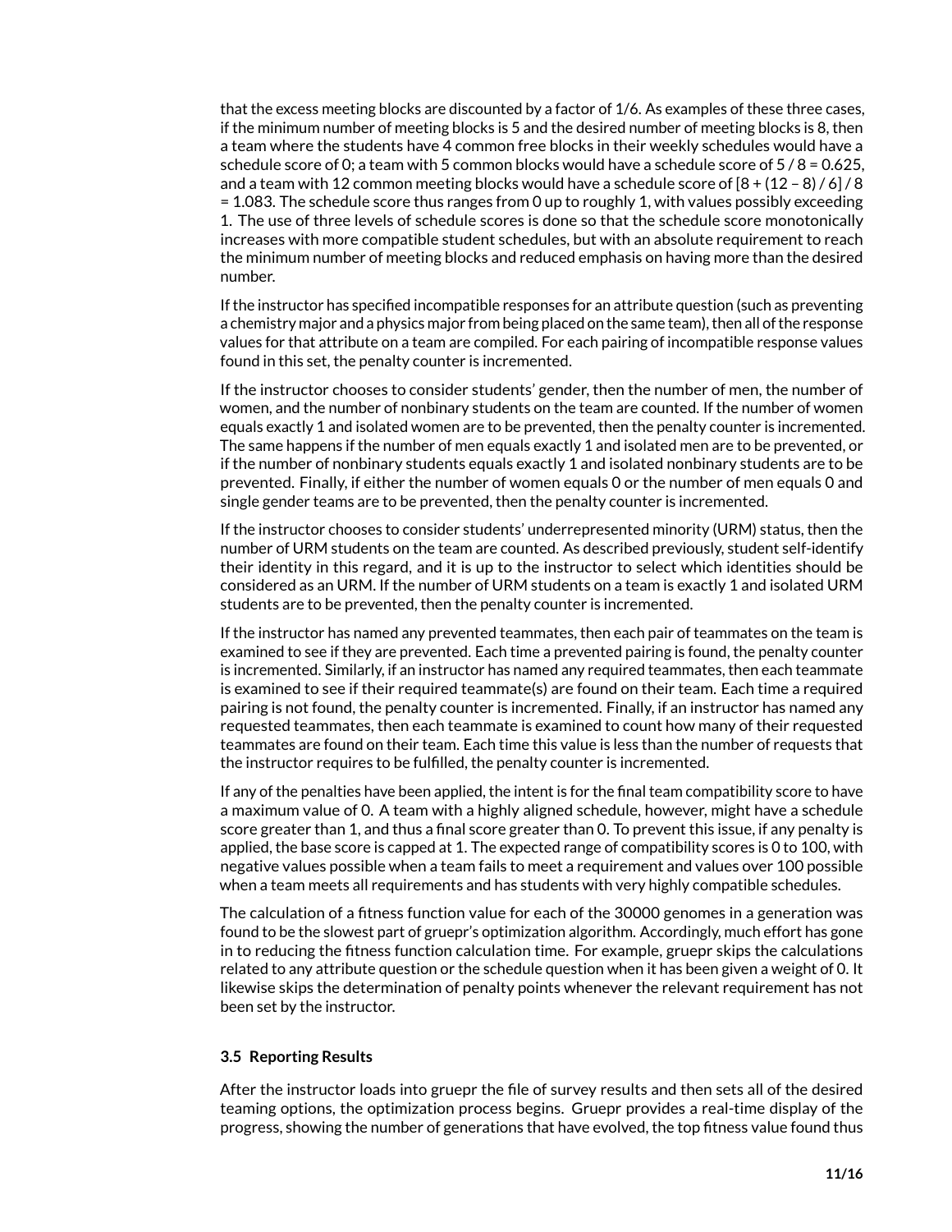that the excess meeting blocks are discounted by a factor of 1/6. As examples of these three cases, if the minimum number of meeting blocks is 5 and the desired number of meeting blocks is 8, then a team where the students have 4 common free blocks in their weekly schedules would have a schedule score of 0; a team with 5 common blocks would have a schedule score of $5 / 8 = 0.625$, and a team with 12 common meeting blocks would have a schedule score of $[8 + (12 - 8) / 6] / 8 = 1.083$. The schedule score thus ranges from 0 up to roughly 1, with values possibly exceeding 1. The use of three levels of schedule scores is done so that the schedule score monotonically increases with more compatible student schedules, but with an absolute requirement to reach the minimum number of meeting blocks and reduced emphasis on having more than the desired number.

If the instructor has specified incompatible responses for an attribute question (such as preventing a chemistry major and a physics major from being placed on the same team), then all of the response values for that attribute on a team are compiled. For each pairing of incompatible response values found in this set, the penalty counter is incremented.

If the instructor chooses to consider students' gender, then the number of men, the number of women, and the number of nonbinary students on the team are counted. If the number of women equals exactly 1 and isolated women are to be prevented, then the penalty counter is incremented. The same happens if the number of men equals exactly 1 and isolated men are to be prevented, or if the number of nonbinary students equals exactly 1 and isolated nonbinary students are to be prevented. Finally, if either the number of women equals 0 or the number of men equals 0 and single gender teams are to be prevented, then the penalty counter is incremented.

If the instructor chooses to consider students' underrepresented minority (URM) status, then the number of URM students on the team are counted. As described previously, student self-identify their identity in this regard, and it is up to the instructor to select which identities should be considered as an URM. If the number of URM students on a team is exactly 1 and isolated URM students are to be prevented, then the penalty counter is incremented.

If the instructor has named any prevented teammates, then each pair of teammates on the team is examined to see if they are prevented. Each time a prevented pairing is found, the penalty counter is incremented. Similarly, if an instructor has named any required teammates, then each teammate is examined to see if their required teammate(s) are found on their team. Each time a required pairing is not found, the penalty counter is incremented. Finally, if an instructor has named any requested teammates, then each teammate is examined to count how many of their requested teammates are found on their team. Each time this value is less than the number of requests that the instructor requires to be fulfilled, the penalty counter is incremented.

If any of the penalties have been applied, the intent is for the final team compatibility score to have a maximum value of 0. A team with a highly aligned schedule, however, might have a schedule score greater than 1, and thus a final score greater than 0. To prevent this issue, if any penalty is applied, the base score is capped at 1. The expected range of compatibility scores is 0 to 100, with negative values possible when a team fails to meet a requirement and values over 100 possible when a team meets all requirements and has students with very highly compatible schedules.

The calculation of a fitness function value for each of the 30000 genomes in a generation was found to be the slowest part of gruepr's optimization algorithm. Accordingly, much effort has gone in to reducing the fitness function calculation time. For example, gruepr skips the calculations related to any attribute question or the schedule question when it has been given a weight of 0. It likewise skips the determination of penalty points whenever the relevant requirement has not been set by the instructor.

### 3.5 Reporting Results

After the instructor loads into gruepr the file of survey results and then sets all of the desired teaming options, the optimization process begins. Gruepr provides a real-time display of the progress, showing the number of generations that have evolved, the top fitness value found thus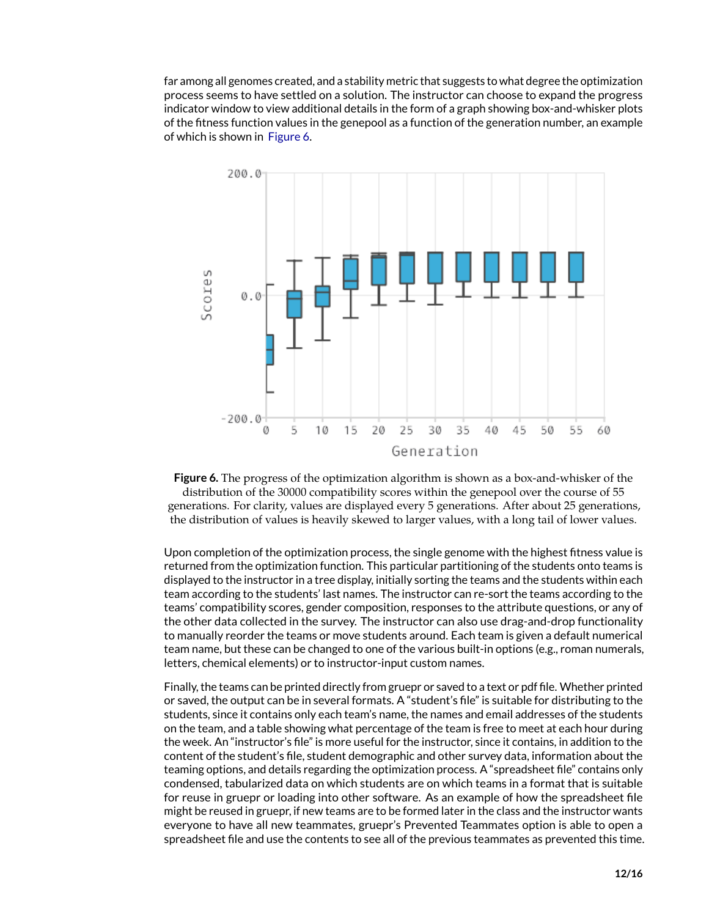far among all genomes created, and a stability metric that suggests to what degree the optimization process seems to have settled on a solution. The instructor can choose to expand the progress indicator window to view additional details in the form of a graph showing box-and-whisker plots of the fitness function values in the genepool as a function of the generation number, an example of which is shown in Figure 6.

**Figure 6.** The progress of the optimization algorithm is shown as a box-and-whisker of the distribution of the 30000 compatibility scores within the genepool over the course of 55 generations. For clarity, values are displayed every 5 generations. After about 25 generations, the distribution of values is heavily skewed to larger values, with a long tail of lower values.

Upon completion of the optimization process, the single genome with the highest fitness value is returned from the optimization function. This particular partitioning of the students onto teams is displayed to the instructor in a tree display, initially sorting the teams and the students within each team according to the students' last names. The instructor can re-sort the teams according to the teams' compatibility scores, gender composition, responses to the attribute questions, or any of the other data collected in the survey. The instructor can also use drag-and-drop functionality to manually reorder the teams or move students around. Each team is given a default numerical team name, but these can be changed to one of the various built-in options (e.g., roman numerals, letters, chemical elements) or to instructor-input custom names.

Finally, the teams can be printed directly from gruepr or saved to a text or pdf file. Whether printed or saved, the output can be in several formats. A "student's file" is suitable for distributing to the students, since it contains only each team's name, the names and email addresses of the students on the team, and a table showing what percentage of the team is free to meet at each hour during the week. An "instructor's file" is more useful for the instructor, since it contains, in addition to the content of the student's file, student demographic and other survey data, information about the teaming options, and details regarding the optimization process. A "spreadsheet file" contains only condensed, tabularized data on which students are on which teams in a format that is suitable for reuse in gruepr or loading into other software. As an example of how the spreadsheet file might be reused in gruepr, if new teams are to be formed later in the class and the instructor wants everyone to have all new teammates, gruepr's Prevented Teammates option is able to open a spreadsheet file and use the contents to see all of the previous teammates as prevented this time.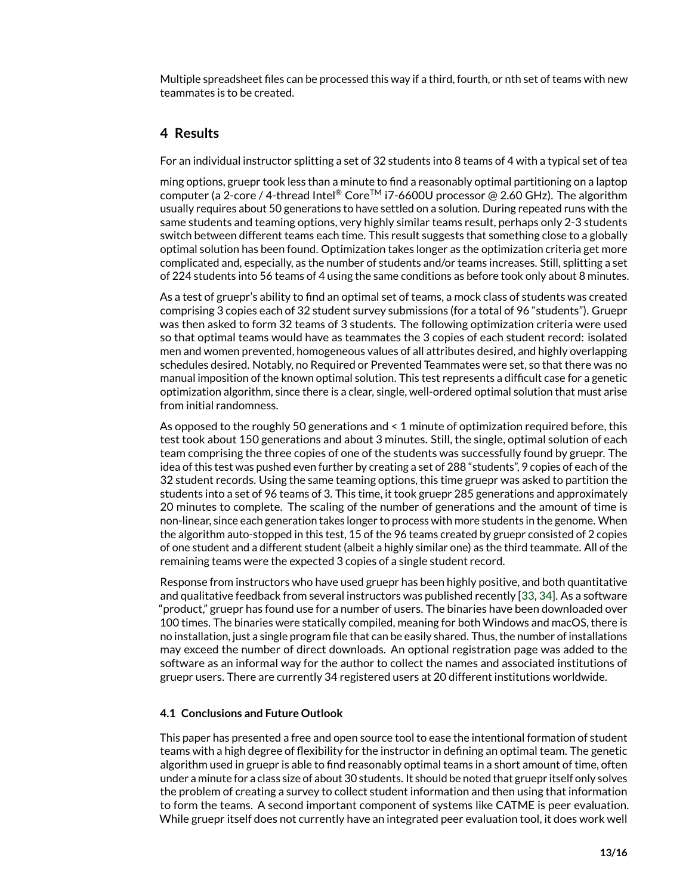Multiple spreadsheet files can be processed this way if a third, fourth, or nth set of teams with new teammates is to be created.

## 4 Results

For an individual instructor splitting a set of 32 students into 8 teams of 4 with a typical set of teaming options, gruepr took less than a minute to find a reasonably optimal partitioning on a laptop computer (a 2-core / 4-thread Intel® Core™ i7-6600U processor @ 2.60 GHz). The algorithm usually requires about 50 generations to have settled on a solution. During repeated runs with the same students and teaming options, very highly similar teams result, perhaps only 2-3 students switch between different teams each time. This result suggests that something close to a globally optimal solution has been found. Optimization takes longer as the optimization criteria get more complicated and, especially, as the number of students and/or teams increases. Still, splitting a set of 224 students into 56 teams of 4 using the same conditions as before took only about 8 minutes.

As a test of gruepr's ability to find an optimal set of teams, a mock class of students was created comprising 3 copies each of 32 student survey submissions (for a total of 96 "students"). Gruepr was then asked to form 32 teams of 3 students. The following optimization criteria were used so that optimal teams would have as teammates the 3 copies of each student record: isolated men and women prevented, homogeneous values of all attributes desired, and highly overlapping schedules desired. Notably, no Required or Prevented Teammates were set, so that there was no manual imposition of the known optimal solution. This test represents a difficult case for a genetic optimization algorithm, since there is a clear, single, well-ordered optimal solution that must arise from initial randomness.

As opposed to the roughly 50 generations and < 1 minute of optimization required before, this test took about 150 generations and about 3 minutes. Still, the single, optimal solution of each team comprising the three copies of one of the students was successfully found by gruepr. The idea of this test was pushed even further by creating a set of 288 "students", 9 copies of each of the 32 student records. Using the same teaming options, this time gruepr was asked to partition the students into a set of 96 teams of 3. This time, it took gruepr 285 generations and approximately 20 minutes to complete. The scaling of the number of generations and the amount of time is non-linear, since each generation takes longer to process with more students in the genome. When the algorithm auto-stopped in this test, 15 of the 96 teams created by gruepr consisted of 2 copies of one student and a different student (albeit a highly similar one) as the third teammate. All of the remaining teams were the expected 3 copies of a single student record.

Response from instructors who have used gruepr has been highly positive, and both quantitative and qualitative feedback from several instructors was published recently [33, 34]. As a software "product," gruepr has found use for a number of users. The binaries have been downloaded over 100 times. The binaries were statically compiled, meaning for both Windows and macOS, there is no installation, just a single program file that can be easily shared. Thus, the number of installations may exceed the number of direct downloads. An optional registration page was added to the software as an informal way for the author to collect the names and associated institutions of gruepr users. There are currently 34 registered users at 20 different institutions worldwide.

### 4.1 Conclusions and Future Outlook

This paper has presented a free and open source tool to ease the intentional formation of student teams with a high degree of flexibility for the instructor in defining an optimal team. The genetic algorithm used in gruepr is able to find reasonably optimal teams in a short amount of time, often under a minute for a class size of about 30 students. It should be noted that gruepr itself only solves the problem of creating a survey to collect student information and then using that information to form the teams. A second important component of systems like CATME is peer evaluation. While gruepr itself does not currently have an integrated peer evaluation tool, it does work well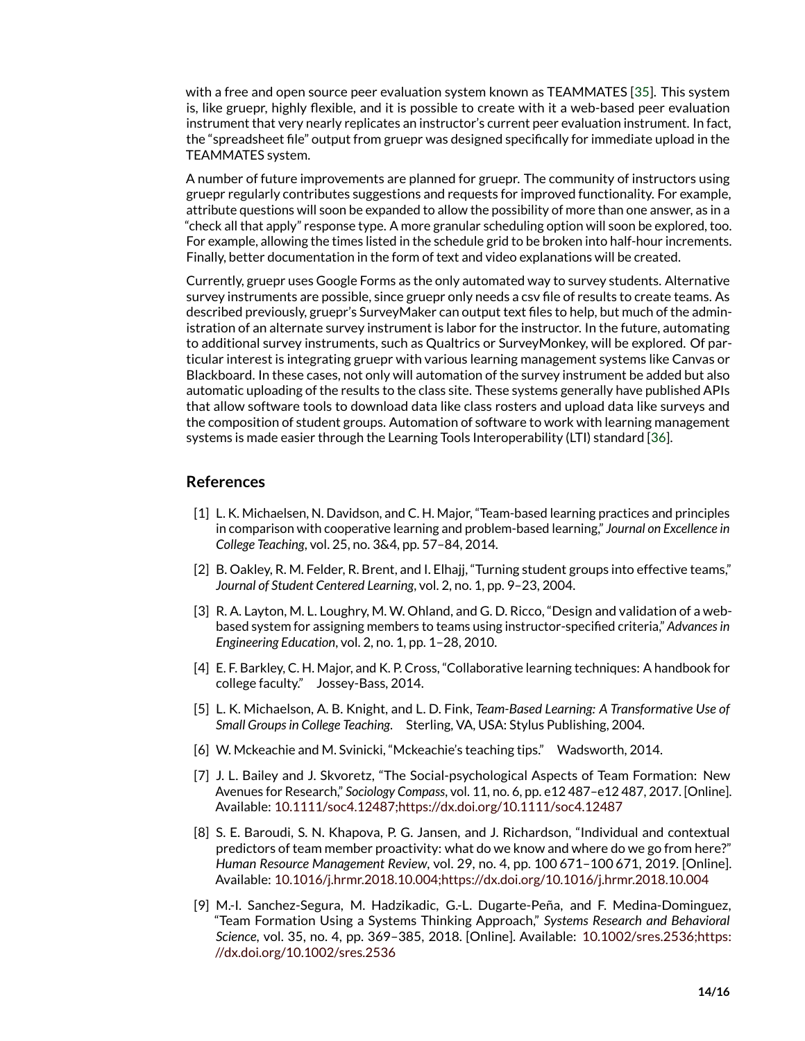with a free and open source peer evaluation system known as TEAMMATES [35]. This system is, like gruepr, highly flexible, and it is possible to create with it a web-based peer evaluation instrument that very nearly replicates an instructor's current peer evaluation instrument. In fact, the "spreadsheet file" output from gruepr was designed specifically for immediate upload in the TEAMMATES system.

A number of future improvements are planned for gruepr. The community of instructors using gruepr regularly contributes suggestions and requests for improved functionality. For example, attribute questions will soon be expanded to allow the possibility of more than one answer, as in a "check all that apply" response type. A more granular scheduling option will soon be explored, too. For example, allowing the times listed in the schedule grid to be broken into half-hour increments. Finally, better documentation in the form of text and video explanations will be created.

Currently, gruepr uses Google Forms as the only automated way to survey students. Alternative survey instruments are possible, since gruepr only needs a csv file of results to create teams. As described previously, gruepr's SurveyMaker can output text files to help, but much of the administration of an alternate survey instrument is labor for the instructor. In the future, automating to additional survey instruments, such as Qualtrics or SurveyMonkey, will be explored. Of particular interest is integrating gruepr with various learning management systems like Canvas or Blackboard. In these cases, not only will automation of the survey instrument be added but also automatic uploading of the results to the class site. These systems generally have published APIs that allow software tools to download data like class rosters and upload data like surveys and the composition of student groups. Automation of software to work with learning management systems is made easier through the Learning Tools Interoperability (LTI) standard [36].

## References

[1] L. K. Michaelsen, N. Davidson, and C. H. Major, "Team-based learning practices and principles in comparison with cooperative learning and problem-based learning," *Journal on Excellence in College Teaching*, vol. 25, no. 3&4, pp. 57–84, 2014.

[2] B. Oakley, R. M. Felder, R. Brent, and I. Elhajj, "Turning student groups into effective teams," *Journal of Student Centered Learning*, vol. 2, no. 1, pp. 9–23, 2004.

[3] R. A. Layton, M. L. Loughry, M. W. Ohland, and G. D. Ricco, "Design and validation of a web-based system for assigning members to teams using instructor-specified criteria," *Advances in Engineering Education*, vol. 2, no. 1, pp. 1–28, 2010.

[4] E. F. Barkley, C. H. Major, and K. P. Cross, "Collaborative learning techniques: A handbook for college faculty." Jossey-Bass, 2014.

[5] L. K. Michaelson, A. B. Knight, and L. D. Fink, *Team-Based Learning: A Transformative Use of Small Groups in College Teaching*. Sterling, VA, USA: Stylus Publishing, 2004.

[6] W. Mckeachie and M. Svinicki, "Mckeachie's teaching tips." Wadsworth, 2014.

[7] J. L. Bailey and J. Skvoretz, "The Social-psychological Aspects of Team Formation: New Avenues for Research," *Sociology Compass*, vol. 11, no. 6, pp. e12 487–e12 487, 2017. [Online]. Available: 10.1111/soc4.12487;https://dx.doi.org/10.1111/soc4.12487

[8] S. E. Baroudi, S. N. Khapova, P. G. Jansen, and J. Richardson, "Individual and contextual predictors of team member proactivity: what do we know and where do we go from here?" *Human Resource Management Review*, vol. 29, no. 4, pp. 100 671–100 671, 2019. [Online]. Available: 10.1016/j.hrmr.2018.10.004;https://dx.doi.org/10.1016/j.hrmr.2018.10.004

[9] M.-I. Sanchez-Segura, M. Hadzikadic, G.-L. Dugarte-Peña, and F. Medina-Dominguez, "Team Formation Using a Systems Thinking Approach," *Systems Research and Behavioral Science*, vol. 35, no. 4, pp. 369–385, 2018. [Online]. Available: 10.1002/sres.2536;https://dx.doi.org/10.1002/sres.2536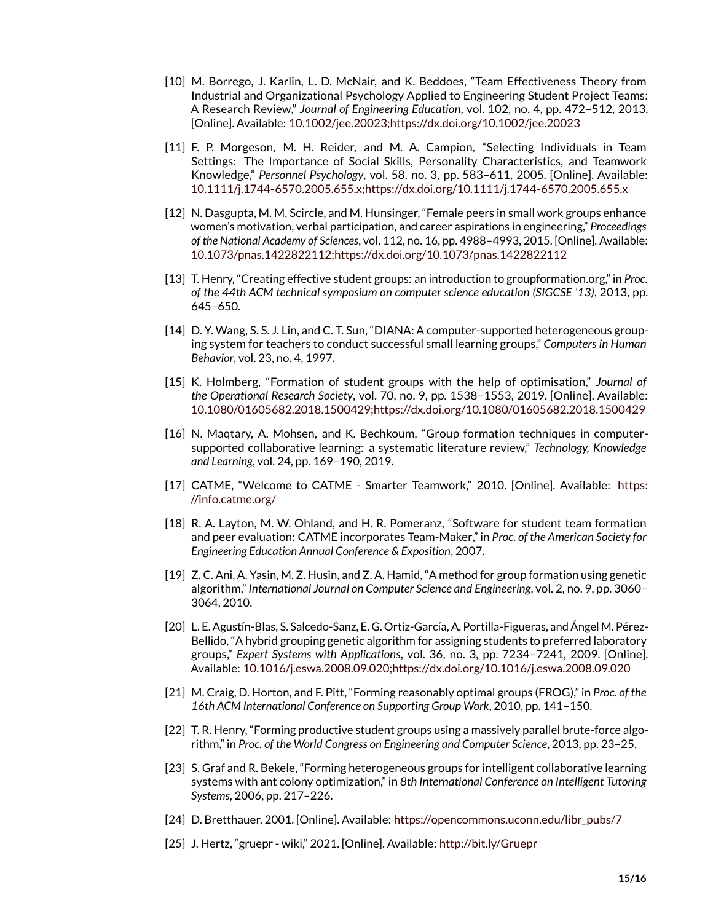[10] M. Borrego, J. Karlin, L. D. McNair, and K. Beddoes, "Team Effectiveness Theory from Industrial and Organizational Psychology Applied to Engineering Student Project Teams: A Research Review," *Journal of Engineering Education*, vol. 102, no. 4, pp. 472–512, 2013. [Online]. Available: 10.1002/jee.20023;https://dx.doi.org/10.1002/jee.20023

[11] F. P. Morgeson, M. H. Reider, and M. A. Campion, "Selecting Individuals in Team Settings: The Importance of Social Skills, Personality Characteristics, and Teamwork Knowledge," *Personnel Psychology*, vol. 58, no. 3, pp. 583–611, 2005. [Online]. Available: 10.1111/j.1744-6570.2005.655.x;https://dx.doi.org/10.1111/j.1744-6570.2005.655.x

[12] N. Dasgupta, M. M. Scircle, and M. Hunsinger, "Female peers in small work groups enhance women's motivation, verbal participation, and career aspirations in engineering," *Proceedings of the National Academy of Sciences*, vol. 112, no. 16, pp. 4988–4993, 2015. [Online]. Available: 10.1073/pnas.1422822112;https://dx.doi.org/10.1073/pnas.1422822112

[13] T. Henry, "Creating effective student groups: an introduction to groupformation.org," in *Proc. of the 44th ACM technical symposium on computer science education (SIGCSE '13)*, 2013, pp. 645–650.

[14] D. Y. Wang, S. S. J. Lin, and C. T. Sun, "DIANA: A computer-supported heterogeneous grouping system for teachers to conduct successful small learning groups," *Computers in Human Behavior*, vol. 23, no. 4, 1997.

[15] K. Holmberg, "Formation of student groups with the help of optimisation," *Journal of the Operational Research Society*, vol. 70, no. 9, pp. 1538–1553, 2019. [Online]. Available: 10.1080/01605682.2018.1500429;https://dx.doi.org/10.1080/01605682.2018.1500429

[16] N. Maqtary, A. Mohsen, and K. Bechkoum, "Group formation techniques in computer-supported collaborative learning: a systematic literature review," *Technology, Knowledge and Learning*, vol. 24, pp. 169–190, 2019.

[17] CATME, "Welcome to CATME - Smarter Teamwork," 2010. [Online]. Available: https://info.catme.org/

[18] R. A. Layton, M. W. Ohland, and H. R. Pomeranz, "Software for student team formation and peer evaluation: CATME incorporates Team-Maker," in *Proc. of the American Society for Engineering Education Annual Conference & Exposition*, 2007.

[19] Z. C. Ani, A. Yasin, M. Z. Husin, and Z. A. Hamid, "A method for group formation using genetic algorithm," *International Journal on Computer Science and Engineering*, vol. 2, no. 9, pp. 3060–3064, 2010.

[20] L. E. Agustín-Blas, S. Salcedo-Sanz, E. G. Ortiz-García, A. Portilla-Figueras, and Ángel M. Pérez-Bellido, "A hybrid grouping genetic algorithm for assigning students to preferred laboratory groups," *Expert Systems with Applications*, vol. 36, no. 3, pp. 7234–7241, 2009. [Online]. Available: 10.1016/j.eswa.2008.09.020;https://dx.doi.org/10.1016/j.eswa.2008.09.020

[21] M. Craig, D. Horton, and F. Pitt, "Forming reasonably optimal groups (FROG)," in *Proc. of the 16th ACM International Conference on Supporting Group Work*, 2010, pp. 141–150.

[22] T. R. Henry, "Forming productive student groups using a massively parallel brute-force algorithm," in *Proc. of the World Congress on Engineering and Computer Science*, 2013, pp. 23–25.

[23] S. Graf and R. Bekele, "Forming heterogeneous groups for intelligent collaborative learning systems with ant colony optimization," in *8th International Conference on Intelligent Tutoring Systems*, 2006, pp. 217–226.

[24] D. Bretthauer, 2001. [Online]. Available: https://opencommons.uconn.edu/libr_pubs/7

[25] J. Hertz, "gruepr - wiki," 2021. [Online]. Available: http://bit.ly/Gruepr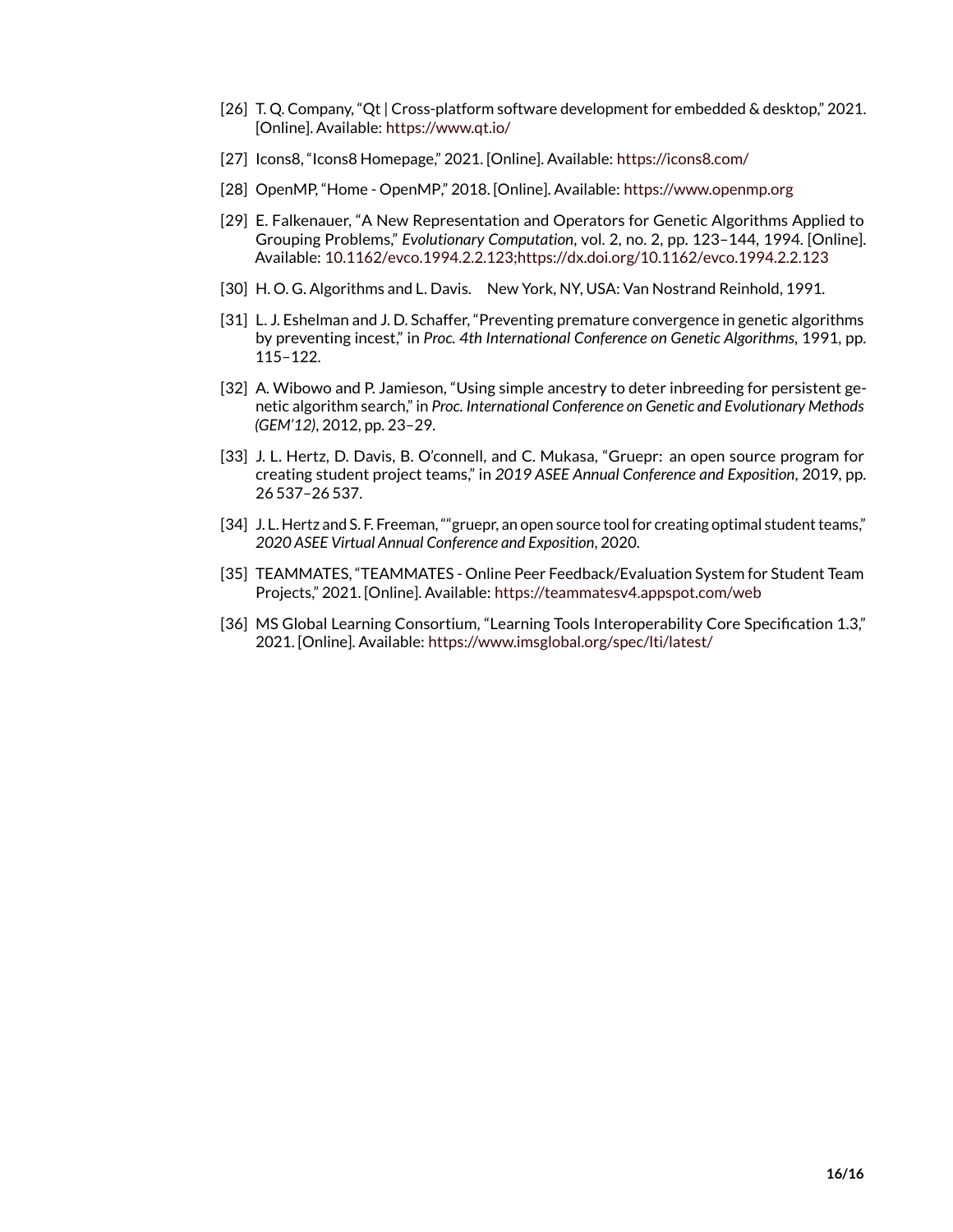[26] T. Q. Company, "Qt | Cross-platform software development for embedded & desktop," 2021. [Online]. Available: https://www.qt.io/

[27] Icons8, "Icons8 Homepage," 2021. [Online]. Available: https://icons8.com/

[28] OpenMP, "Home - OpenMP," 2018. [Online]. Available: https://www.openmp.org

[29] E. Falkenauer, "A New Representation and Operators for Genetic Algorithms Applied to Grouping Problems," *Evolutionary Computation*, vol. 2, no. 2, pp. 123–144, 1994. [Online]. Available: 10.1162/evco.1994.2.2.123;https://dx.doi.org/10.1162/evco.1994.2.2.123

[30] H. O. G. Algorithms and L. Davis. New York, NY, USA: Van Nostrand Reinhold, 1991.

[31] L. J. Eshelman and J. D. Schaffer, "Preventing premature convergence in genetic algorithms by preventing incest," in *Proc. 4th International Conference on Genetic Algorithms*, 1991, pp. 115–122.

[32] A. Wibowo and P. Jamieson, "Using simple ancestry to deter inbreeding for persistent genetic algorithm search," in *Proc. International Conference on Genetic and Evolutionary Methods (GEM'12)*, 2012, pp. 23–29.

[33] J. L. Hertz, D. Davis, B. O'connell, and C. Mukasa, "Gruepr: an open source program for creating student project teams," in *2019 ASEE Annual Conference and Exposition*, 2019, pp. 26 537–26 537.

[34] J. L. Hertz and S. F. Freeman, ""gruepr, an open source tool for creating optimal student teams," *2020 ASEE Virtual Annual Conference and Exposition*, 2020.

[35] TEAMMATES, "TEAMMATES - Online Peer Feedback/Evaluation System for Student Team Projects," 2021. [Online]. Available: https://teammatesv4.appspot.com/web

[36] MS Global Learning Consortium, "Learning Tools Interoperability Core Specification 1.3," 2021. [Online]. Available: https://www.imsglobal.org/spec/lti/latest/